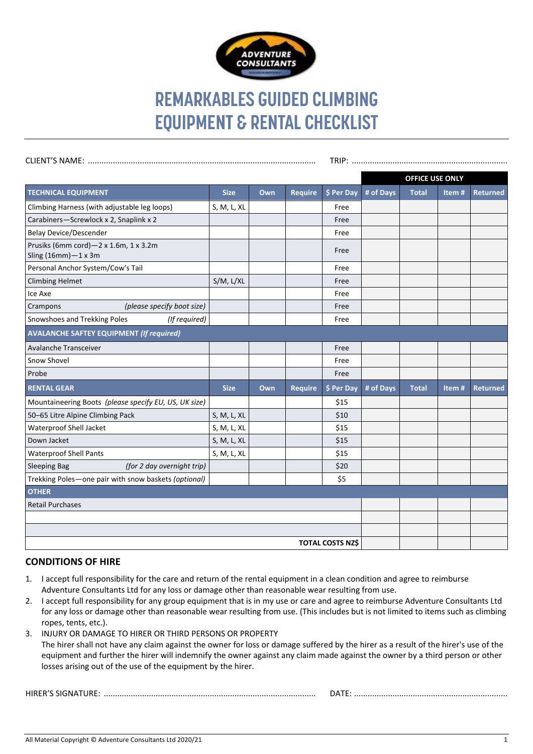# REMARKABLES GUIDED CLIMBING EQUIPMENT & RENTAL CHECKLIST

CLIENT'S NAME: ...................................................................................................... TRIP: .....................................................................

| | | | | | OFFICE USE ONLY | | | |
|---|---|---|---|---|---|---|---|---|
| **TECHNICAL EQUIPMENT** | **Size** | **Own** | **Require** | **$ Per Day** | **# of Days** | **Total** | **Item #** | **Returned** |
| Climbing Harness (with adjustable leg loops) | S, M, L, XL | | | Free | | | | |
| Carabiners—Screwlock x 2, Snaplink x 2 | | | | Free | | | | |
| Belay Device/Descender | | | | Free | | | | |
| Prusiks (6mm cord)—2 x 1.6m, 1 x 3.2m Sling (16mm)—1 x 3m | | | | Free | | | | |
| Personal Anchor System/Cow's Tail | | | | Free | | | | |
| Climbing Helmet | S/M, L/XL | | | Free | | | | |
| Ice Axe | | | | Free | | | | |
| Crampons *(please specify boot size)* | | | | Free | | | | |
| Snowshoes and Trekking Poles *(If required)* | | | | Free | | | | |
| **AVALANCHE SAFTEY EQUIPMENT *(If required)*** | | | | | | | | |
| Avalanche Transceiver | | | | Free | | | | |
| Snow Shovel | | | | Free | | | | |
| Probe | | | | Free | | | | |
| **RENTAL GEAR** | **Size** | **Own** | **Require** | **$ Per Day** | **# of Days** | **Total** | **Item #** | **Returned** |
| Mountaineering Boots *(please specify EU, US, UK size)* | | | | $15 | | | | |
| 50–65 Litre Alpine Climbing Pack | S, M, L, XL | | | $10 | | | | |
| Waterproof Shell Jacket | S, M, L, XL | | | $15 | | | | |
| Down Jacket | S, M, L, XL | | | $15 | | | | |
| Waterproof Shell Pants | S, M, L, XL | | | $15 | | | | |
| Sleeping Bag *(for 2 day overnight trip)* | | | | $20 | | | | |
| Trekking Poles—one pair with snow baskets *(optional)* | | | | $5 | | | | |
| **OTHER** | | | | | | | | |
| Retail Purchases | | | | | | | | |
| | | | | | | | | |
| | | | | | | | | |
| | | | | **TOTAL COSTS NZ$** | | | | |

## CONDITIONS OF HIRE

1. I accept full responsibility for the care and return of the rental equipment in a clean condition and agree to reimburse Adventure Consultants Ltd for any loss or damage other than reasonable wear resulting from use.
2. I accept full responsibility for any group equipment that is in my use or care and agree to reimburse Adventure Consultants Ltd for any loss or damage other than reasonable wear resulting from use. (This includes but is not limited to items such as climbing ropes, tents, etc.).
3. INJURY OR DAMAGE TO HIRER OR THIRD PERSONS OR PROPERTY
   The hirer shall not have any claim against the owner for loss or damage suffered by the hirer as a result of the hirer's use of the equipment and further the hirer will indemnify the owner against any claim made against the owner by a third person or other losses arising out of the use of the equipment by the hirer.

HIRER'S SIGNATURE: ............................................................................................ DATE: ....................................................................

All Material Copyright © Adventure Consultants Ltd 2020/21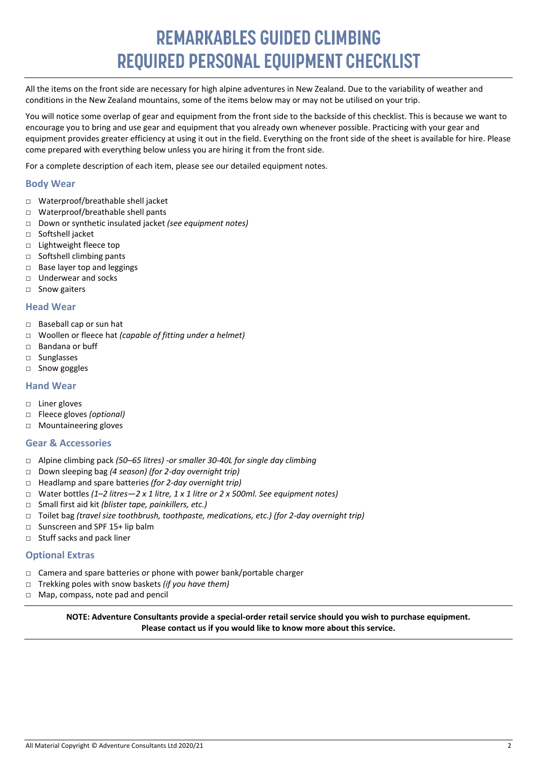# REMARKABLES GUIDED CLIMBING
# REQUIRED PERSONAL EQUIPMENT CHECKLIST

All the items on the front side are necessary for high alpine adventures in New Zealand. Due to the variability of weather and conditions in the New Zealand mountains, some of the items below may or may not be utilised on your trip.

You will notice some overlap of gear and equipment from the front side to the backside of this checklist. This is because we want to encourage you to bring and use gear and equipment that you already own whenever possible. Practicing with your gear and equipment provides greater efficiency at using it out in the field. Everything on the front side of the sheet is available for hire. Please come prepared with everything below unless you are hiring it from the front side.

For a complete description of each item, please see our detailed equipment notes.

## Body Wear

- □ Waterproof/breathable shell jacket
- □ Waterproof/breathable shell pants
- □ Down or synthetic insulated jacket *(see equipment notes)*
- □ Softshell jacket
- □ Lightweight fleece top
- □ Softshell climbing pants
- □ Base layer top and leggings
- □ Underwear and socks
- □ Snow gaiters

## Head Wear

- □ Baseball cap or sun hat
- □ Woollen or fleece hat *(capable of fitting under a helmet)*
- □ Bandana or buff
- □ Sunglasses
- □ Snow goggles

## Hand Wear

- □ Liner gloves
- □ Fleece gloves *(optional)*
- □ Mountaineering gloves

## Gear & Accessories

- □ Alpine climbing pack *(50–65 litres) -or smaller 30-40L for single day climbing*
- □ Down sleeping bag *(4 season) (for 2-day overnight trip)*
- □ Headlamp and spare batteries *(for 2-day overnight trip)*
- □ Water bottles *(1–2 litres—2 x 1 litre, 1 x 1 litre or 2 x 500ml. See equipment notes)*
- □ Small first aid kit *(blister tape, painkillers, etc.)*
- □ Toilet bag *(travel size toothbrush, toothpaste, medications, etc.) (for 2-day overnight trip)*
- □ Sunscreen and SPF 15+ lip balm
- □ Stuff sacks and pack liner

## Optional Extras

- □ Camera and spare batteries or phone with power bank/portable charger
- □ Trekking poles with snow baskets *(if you have them)*
- □ Map, compass, note pad and pencil

**NOTE: Adventure Consultants provide a special-order retail service should you wish to purchase equipment. Please contact us if you would like to know more about this service.**

All Material Copyright © Adventure Consultants Ltd 2020/21